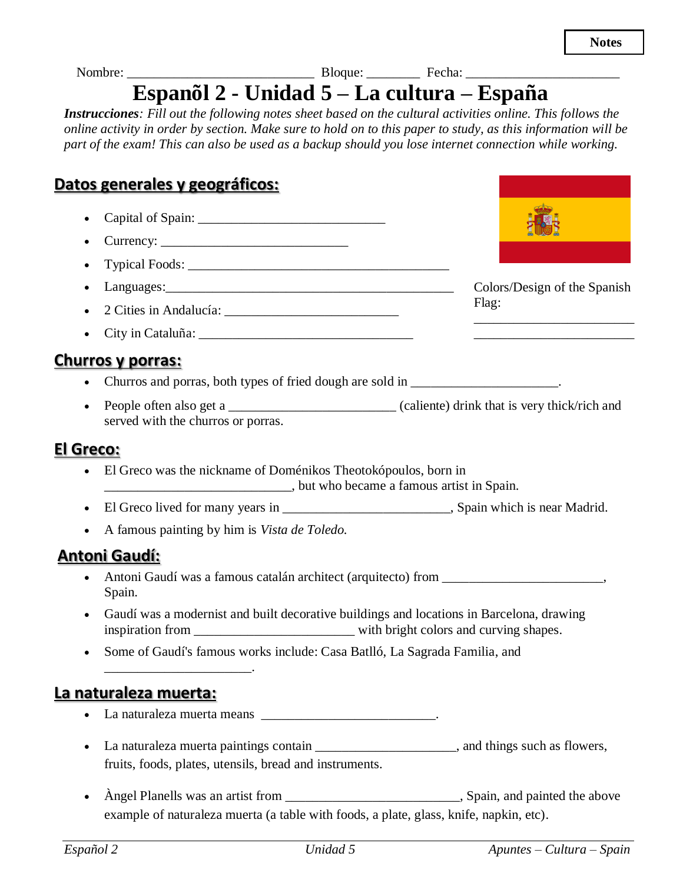**Notes**

Nombre: ___________________________ Bloque: ________ Fecha: ______________________

# Espanõl 2 - Unidad 5 – La cultura – España

***Instrucciones**: Fill out the following notes sheet based on the cultural activities online. This follows the online activity in order by section. Make sure to hold on to this paper to study, as this information will be part of the exam! This can also be used as a backup should you lose internet connection while working.*

## Datos generales y geográficos:

- Capital of Spain: ___________________________
- Currency: ___________________________
- Typical Foods: ______________________________________
- Languages:_______________________________________
- 2 Cities in Andalucía: _________________________
- City in Cataluña: _______________________________

Colors/Design of the Spanish Flag:

_______________________

_______________________

## Churros y porras:

- Churros and porras, both types of fried dough are sold in _____________________.
- People often also get a ________________________ (caliente) drink that is very thick/rich and served with the churros or porras.

## El Greco:

- El Greco was the nickname of Doménikos Theotokópoulos, born in ___________________________, but who became a famous artist in Spain.
- El Greco lived for many years in ________________________, Spain which is near Madrid.
- A famous painting by him is *Vista de Toledo.*

## Antoni Gaudí:

- Antoni Gaudí was a famous catalán architect (arquitecto) from _______________________, Spain.
- Gaudí was a modernist and built decorative buildings and locations in Barcelona, drawing inspiration from _______________________ with bright colors and curving shapes.
- Some of Gaudí's famous works include: Casa Batlló, La Sagrada Familia, and _____________________.

## La naturaleza muerta:

- La naturaleza muerta means _________________________.
- La naturaleza muerta paintings contain ____________________, and things such as flowers, fruits, foods, plates, utensils, bread and instruments.
- Àngel Planells was an artist from _________________________, Spain, and painted the above example of naturaleza muerta (a table with foods, a plate, glass, knife, napkin, etc).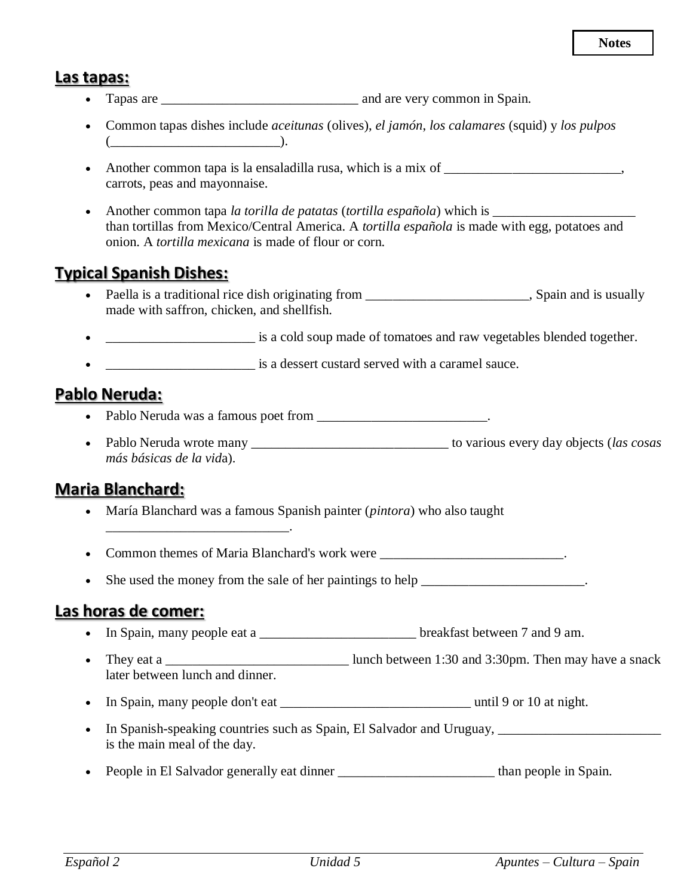**Notes**

## Las tapas:

- Tapas are ______________________________ and are very common in Spain.
- Common tapas dishes include *aceitunas* (olives), *el jamón*, *los calamares* (squid) y *los pulpos* (_________________________).
- Another common tapa is la ensaladilla rusa, which is a mix of __________________________, carrots, peas and mayonnaise.
- Another common tapa *la torilla de patatas* (*tortilla española*) which is _____________________ than tortillas from Mexico/Central America. A *tortilla española* is made with egg, potatoes and onion. A *tortilla mexicana* is made of flour or corn.

## Typical Spanish Dishes:

- Paella is a traditional rice dish originating from ________________________, Spain and is usually made with saffron, chicken, and shellfish.
- ______________________ is a cold soup made of tomatoes and raw vegetables blended together.
- ______________________ is a dessert custard served with a caramel sauce.

## Pablo Neruda:

- Pablo Neruda was a famous poet from _________________________.
- Pablo Neruda wrote many ______________________________ to various every day objects (*las cosas más básicas de la vid*a).

## Maria Blanchard:

- María Blanchard was a famous Spanish painter (*pintora*) who also taught ___________________________.
- Common themes of Maria Blanchard's work were ___________________________.
- She used the money from the sale of her paintings to help ________________________.

## Las horas de comer:

- In Spain, many people eat a _______________________ breakfast between 7 and 9 am.
- They eat a ___________________________ lunch between 1:30 and 3:30pm. Then may have a snack later between lunch and dinner.
- In Spain, many people don't eat ____________________________ until 9 or 10 at night.
- In Spanish-speaking countries such as Spain, El Salvador and Uruguay, ________________________ is the main meal of the day.
- People in El Salvador generally eat dinner _______________________ than people in Spain.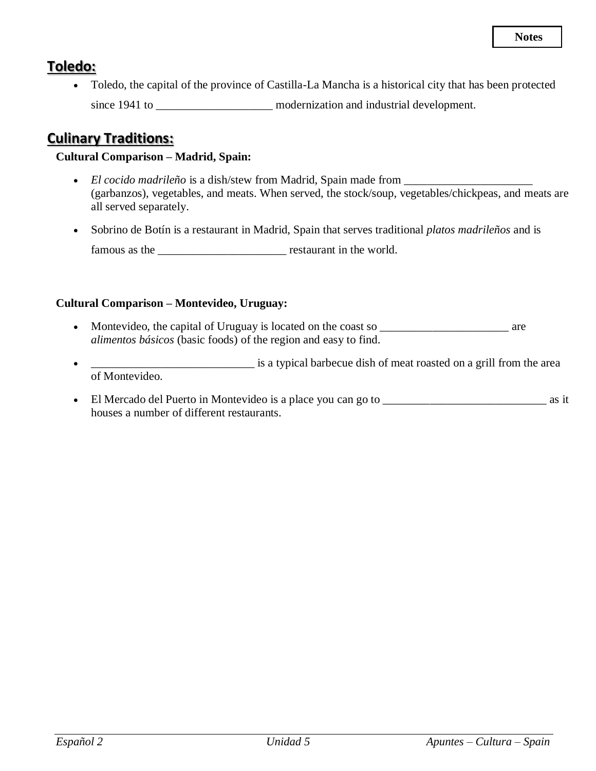Notes

## Toledo:

- Toledo, the capital of the province of Castilla-La Mancha is a historical city that has been protected since 1941 to ____________________ modernization and industrial development.

## Culinary Traditions:

**Cultural Comparison – Madrid, Spain:**

- *El cocido madrileño* is a dish/stew from Madrid, Spain made from ______________________ (garbanzos), vegetables, and meats. When served, the stock/soup, vegetables/chickpeas, and meats are all served separately.
- Sobrino de Botín is a restaurant in Madrid, Spain that serves traditional *platos madrileños* and is famous as the ______________________ restaurant in the world.

**Cultural Comparison – Montevideo, Uruguay:**

- Montevideo, the capital of Uruguay is located on the coast so ______________________ are *alimentos básicos* (basic foods) of the region and easy to find.
- ____________________________ is a typical barbecue dish of meat roasted on a grill from the area of Montevideo.
- El Mercado del Puerto in Montevideo is a place you can go to ____________________________ as it houses a number of different restaurants.